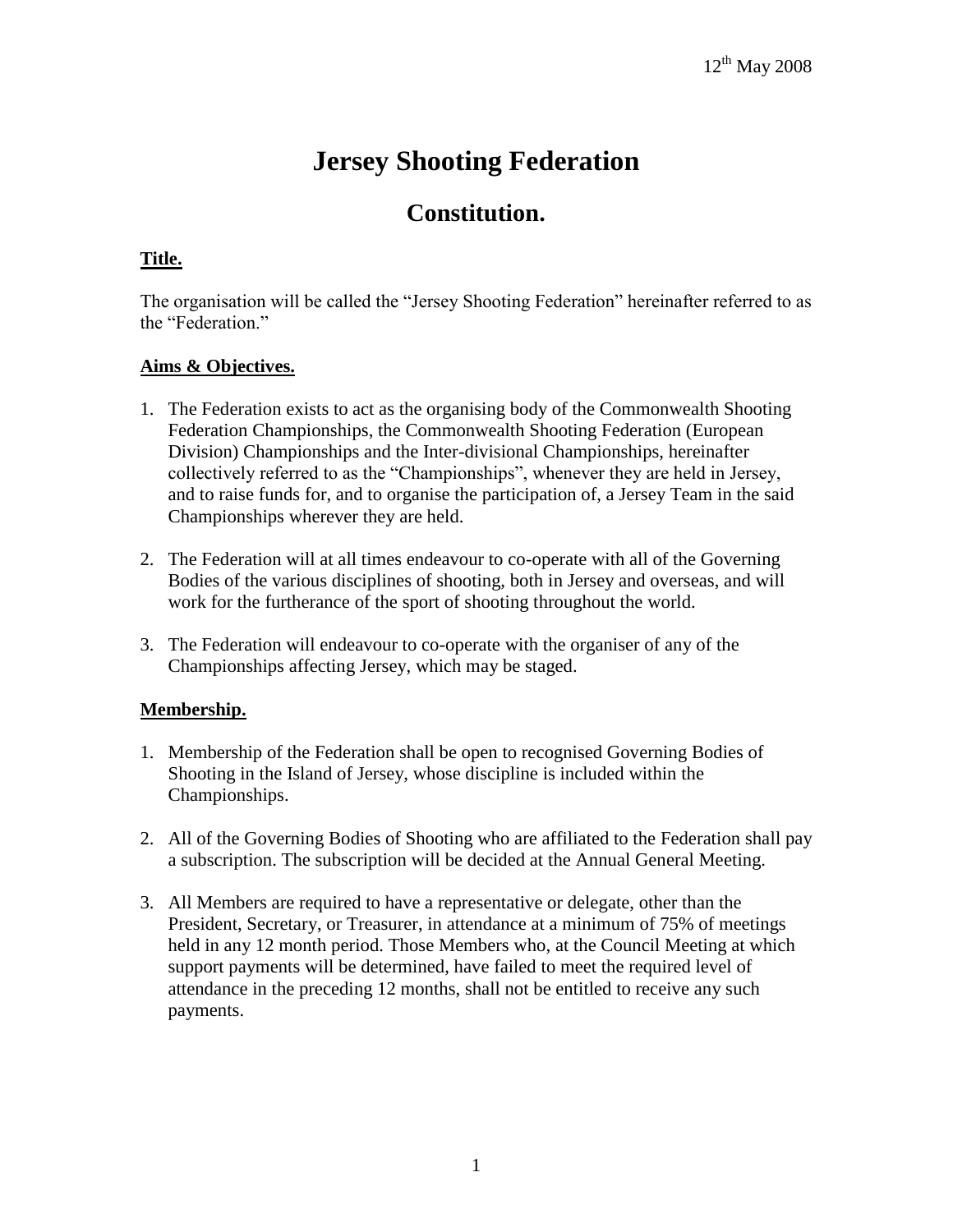12th May 2008

# Jersey Shooting Federation

## Constitution.

**Title.**

The organisation will be called the "Jersey Shooting Federation" hereinafter referred to as the "Federation."

**Aims & Objectives.**

1. The Federation exists to act as the organising body of the Commonwealth Shooting Federation Championships, the Commonwealth Shooting Federation (European Division) Championships and the Inter-divisional Championships, hereinafter collectively referred to as the "Championships", whenever they are held in Jersey, and to raise funds for, and to organise the participation of, a Jersey Team in the said Championships wherever they are held.

2. The Federation will at all times endeavour to co-operate with all of the Governing Bodies of the various disciplines of shooting, both in Jersey and overseas, and will work for the furtherance of the sport of shooting throughout the world.

3. The Federation will endeavour to co-operate with the organiser of any of the Championships affecting Jersey, which may be staged.

**Membership.**

1. Membership of the Federation shall be open to recognised Governing Bodies of Shooting in the Island of Jersey, whose discipline is included within the Championships.

2. All of the Governing Bodies of Shooting who are affiliated to the Federation shall pay a subscription. The subscription will be decided at the Annual General Meeting.

3. All Members are required to have a representative or delegate, other than the President, Secretary, or Treasurer, in attendance at a minimum of 75% of meetings held in any 12 month period. Those Members who, at the Council Meeting at which support payments will be determined, have failed to meet the required level of attendance in the preceding 12 months, shall not be entitled to receive any such payments.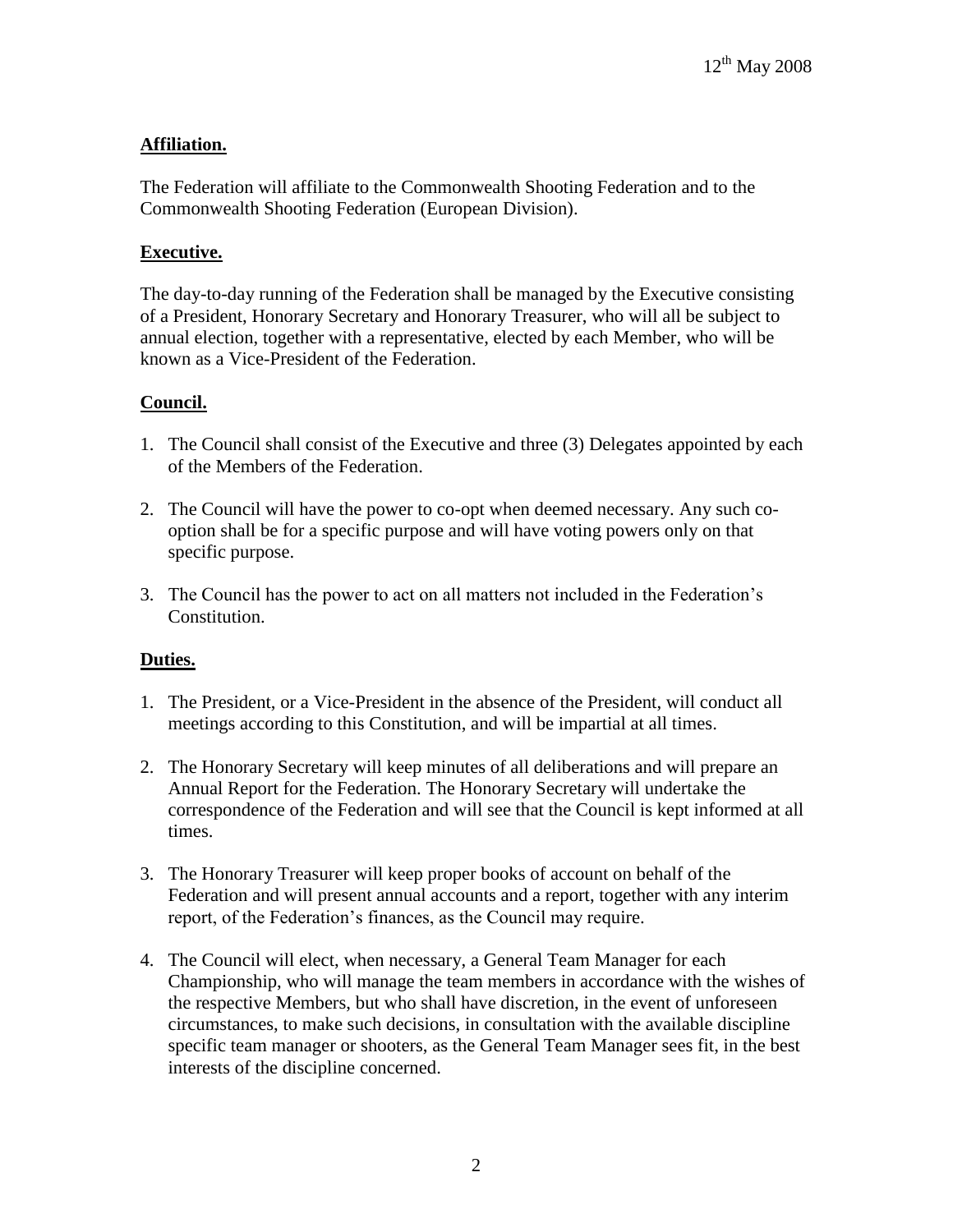12th May 2008

## Affiliation.

The Federation will affiliate to the Commonwealth Shooting Federation and to the Commonwealth Shooting Federation (European Division).

## Executive.

The day-to-day running of the Federation shall be managed by the Executive consisting of a President, Honorary Secretary and Honorary Treasurer, who will all be subject to annual election, together with a representative, elected by each Member, who will be known as a Vice-President of the Federation.

## Council.

1. The Council shall consist of the Executive and three (3) Delegates appointed by each of the Members of the Federation.

2. The Council will have the power to co-opt when deemed necessary. Any such co-option shall be for a specific purpose and will have voting powers only on that specific purpose.

3. The Council has the power to act on all matters not included in the Federation's Constitution.

## Duties.

1. The President, or a Vice-President in the absence of the President, will conduct all meetings according to this Constitution, and will be impartial at all times.

2. The Honorary Secretary will keep minutes of all deliberations and will prepare an Annual Report for the Federation. The Honorary Secretary will undertake the correspondence of the Federation and will see that the Council is kept informed at all times.

3. The Honorary Treasurer will keep proper books of account on behalf of the Federation and will present annual accounts and a report, together with any interim report, of the Federation's finances, as the Council may require.

4. The Council will elect, when necessary, a General Team Manager for each Championship, who will manage the team members in accordance with the wishes of the respective Members, but who shall have discretion, in the event of unforeseen circumstances, to make such decisions, in consultation with the available discipline specific team manager or shooters, as the General Team Manager sees fit, in the best interests of the discipline concerned.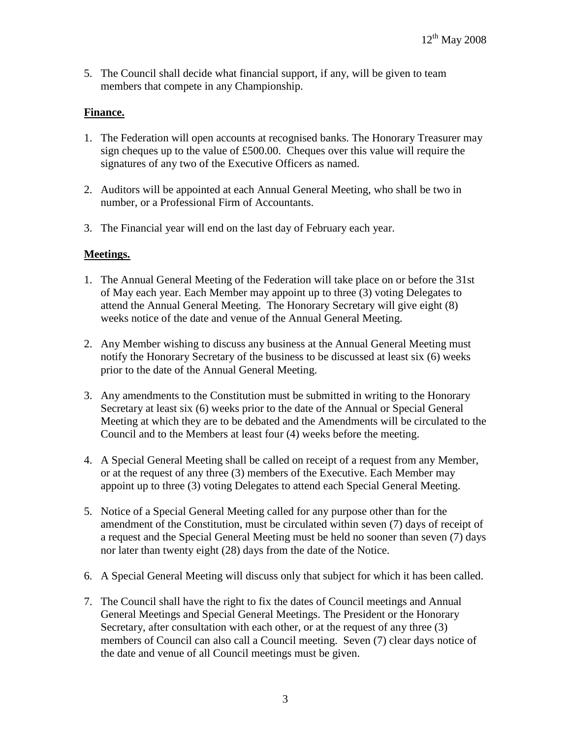5. The Council shall decide what financial support, if any, will be given to team members that compete in any Championship.

**Finance.**

1. The Federation will open accounts at recognised banks. The Honorary Treasurer may sign cheques up to the value of £500.00. Cheques over this value will require the signatures of any two of the Executive Officers as named.

2. Auditors will be appointed at each Annual General Meeting, who shall be two in number, or a Professional Firm of Accountants.

3. The Financial year will end on the last day of February each year.

**Meetings.**

1. The Annual General Meeting of the Federation will take place on or before the 31st of May each year. Each Member may appoint up to three (3) voting Delegates to attend the Annual General Meeting. The Honorary Secretary will give eight (8) weeks notice of the date and venue of the Annual General Meeting.

2. Any Member wishing to discuss any business at the Annual General Meeting must notify the Honorary Secretary of the business to be discussed at least six (6) weeks prior to the date of the Annual General Meeting.

3. Any amendments to the Constitution must be submitted in writing to the Honorary Secretary at least six (6) weeks prior to the date of the Annual or Special General Meeting at which they are to be debated and the Amendments will be circulated to the Council and to the Members at least four (4) weeks before the meeting.

4. A Special General Meeting shall be called on receipt of a request from any Member, or at the request of any three (3) members of the Executive. Each Member may appoint up to three (3) voting Delegates to attend each Special General Meeting.

5. Notice of a Special General Meeting called for any purpose other than for the amendment of the Constitution, must be circulated within seven (7) days of receipt of a request and the Special General Meeting must be held no sooner than seven (7) days nor later than twenty eight (28) days from the date of the Notice.

6. A Special General Meeting will discuss only that subject for which it has been called.

7. The Council shall have the right to fix the dates of Council meetings and Annual General Meetings and Special General Meetings. The President or the Honorary Secretary, after consultation with each other, or at the request of any three (3) members of Council can also call a Council meeting. Seven (7) clear days notice of the date and venue of all Council meetings must be given.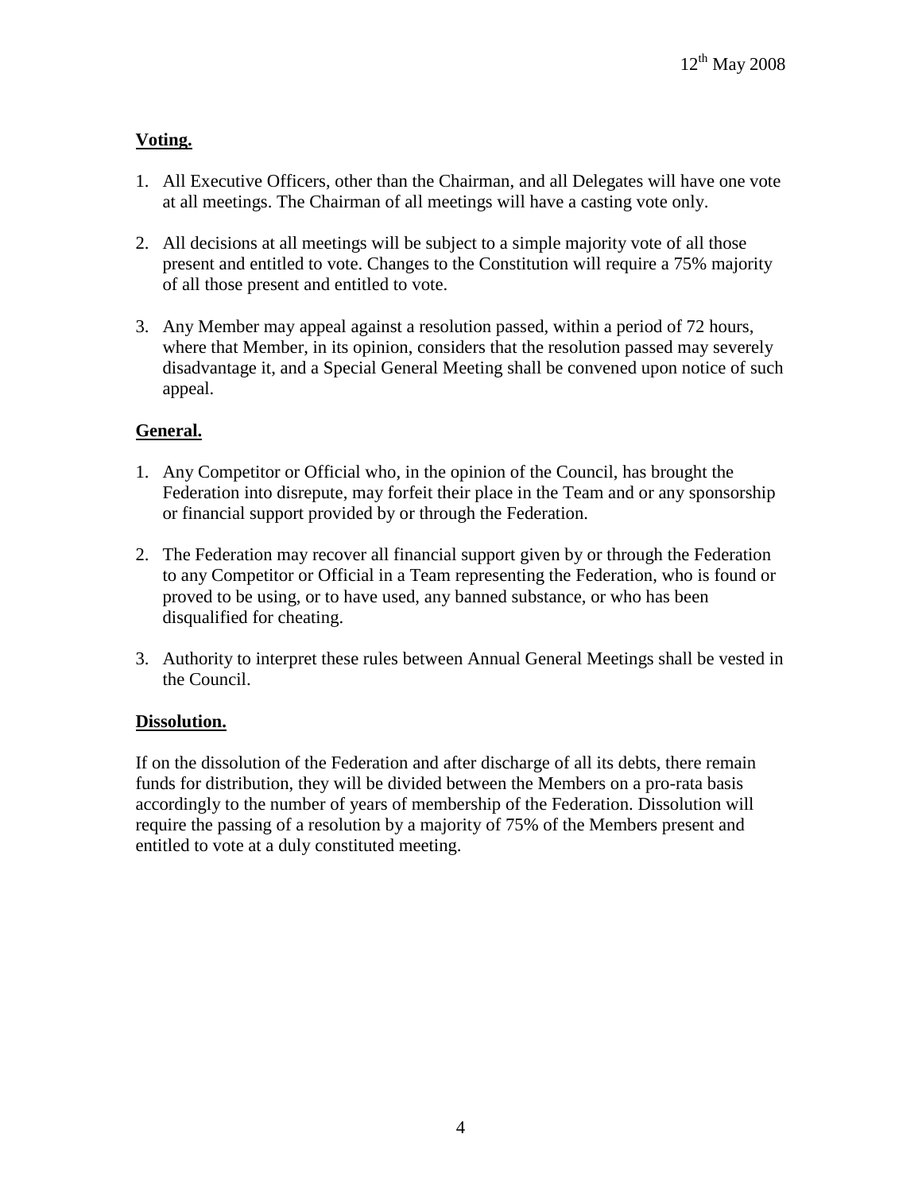12th May 2008

**Voting.**

1. All Executive Officers, other than the Chairman, and all Delegates will have one vote at all meetings. The Chairman of all meetings will have a casting vote only.

2. All decisions at all meetings will be subject to a simple majority vote of all those present and entitled to vote. Changes to the Constitution will require a 75% majority of all those present and entitled to vote.

3. Any Member may appeal against a resolution passed, within a period of 72 hours, where that Member, in its opinion, considers that the resolution passed may severely disadvantage it, and a Special General Meeting shall be convened upon notice of such appeal.

**General.**

1. Any Competitor or Official who, in the opinion of the Council, has brought the Federation into disrepute, may forfeit their place in the Team and or any sponsorship or financial support provided by or through the Federation.

2. The Federation may recover all financial support given by or through the Federation to any Competitor or Official in a Team representing the Federation, who is found or proved to be using, or to have used, any banned substance, or who has been disqualified for cheating.

3. Authority to interpret these rules between Annual General Meetings shall be vested in the Council.

**Dissolution.**

If on the dissolution of the Federation and after discharge of all its debts, there remain funds for distribution, they will be divided between the Members on a pro-rata basis accordingly to the number of years of membership of the Federation. Dissolution will require the passing of a resolution by a majority of 75% of the Members present and entitled to vote at a duly constituted meeting.